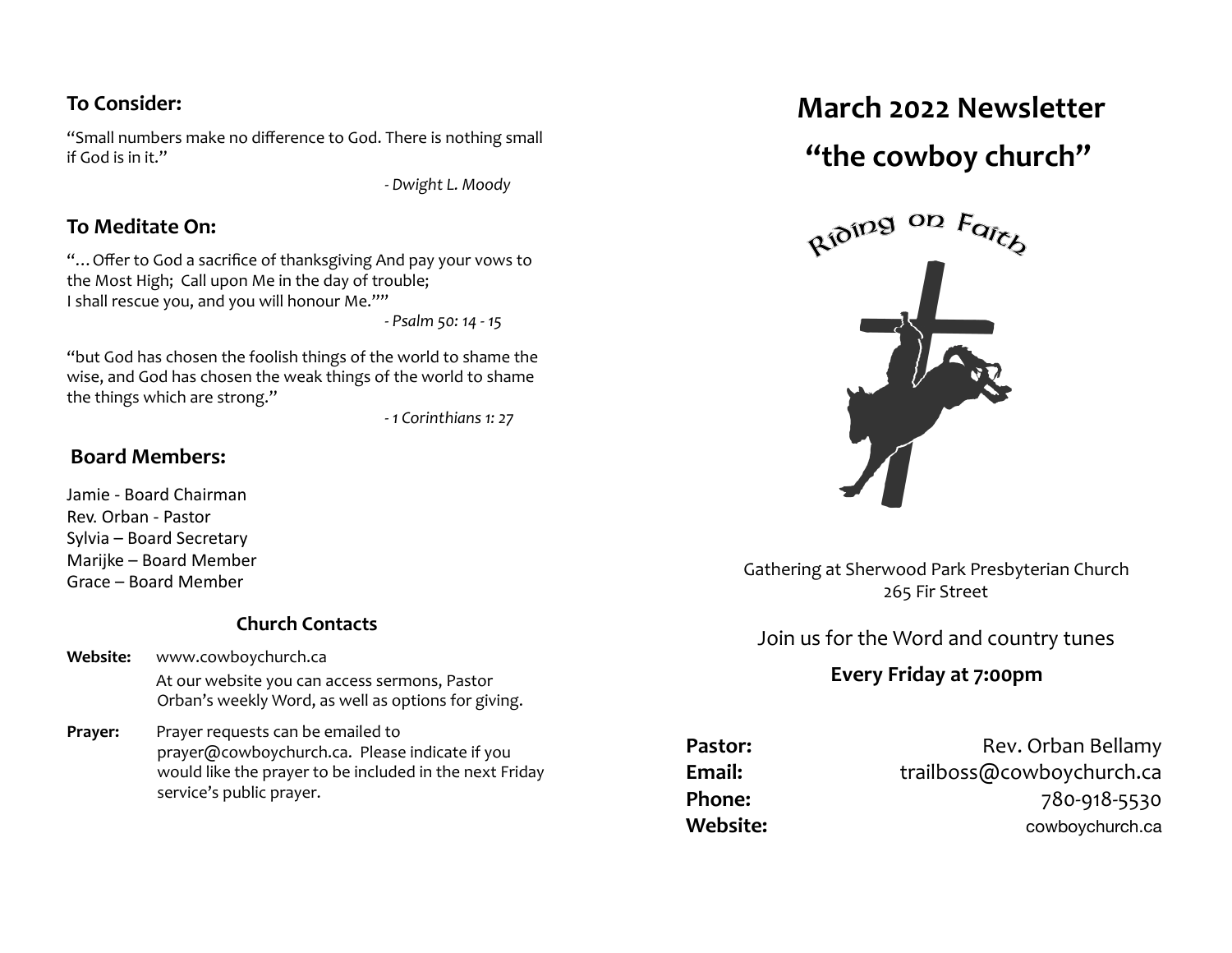### To Consider:

"Small numbers make no difference to God. There is nothing small if God is in it."

*- Dwight L. Moody*

### To Meditate On:

"…Offer to God a sacrifice of thanksgiving And pay your vows to the Most High; Call upon Me in the day of trouble;
I shall rescue you, and you will honour Me.""

*- Psalm 50: 14 - 15*

"but God has chosen the foolish things of the world to shame the wise, and God has chosen the weak things of the world to shame the things which are strong."

*- 1 Corinthians 1: 27*

### Board Members:

Jamie - Board Chairman
Rev. Orban - Pastor
Sylvia – Board Secretary
Marijke – Board Member
Grace – Board Member

### Church Contacts

**Website:** www.cowboychurch.ca
At our website you can access sermons, Pastor Orban's weekly Word, as well as options for giving.

**Prayer:** Prayer requests can be emailed to prayer@cowboychurch.ca. Please indicate if you would like the prayer to be included in the next Friday service's public prayer.

# March 2022 Newsletter

# "the cowboy church"

Riding on Faith

Gathering at Sherwood Park Presbyterian Church
265 Fir Street

Join us for the Word and country tunes

**Every Friday at 7:00pm**

**Pastor:** Rev. Orban Bellamy
**Email:** trailboss@cowboychurch.ca
**Phone:** 780-918-5530
**Website:** cowboychurch.ca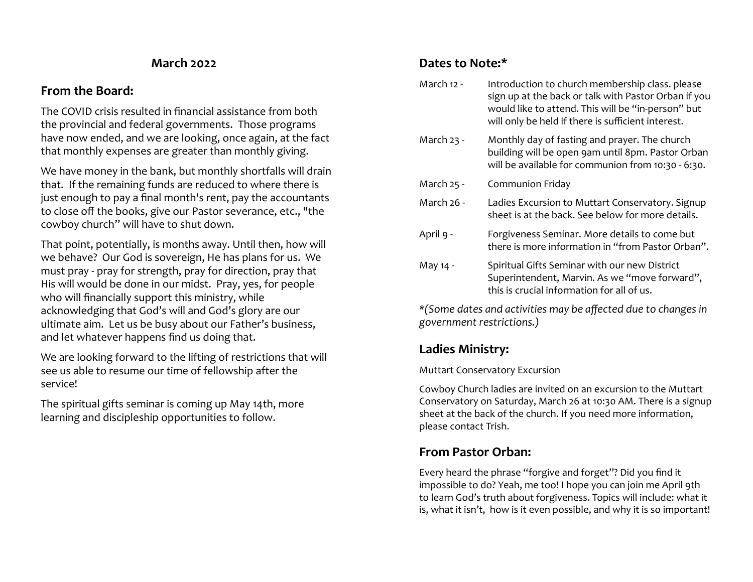**March 2022**

## From the Board:

The COVID crisis resulted in financial assistance from both the provincial and federal governments. Those programs have now ended, and we are looking, once again, at the fact that monthly expenses are greater than monthly giving.

We have money in the bank, but monthly shortfalls will drain that. If the remaining funds are reduced to where there is just enough to pay a final month's rent, pay the accountants to close off the books, give our Pastor severance, etc., "the cowboy church" will have to shut down.

That point, potentially, is months away. Until then, how will we behave? Our God is sovereign, He has plans for us. We must pray - pray for strength, pray for direction, pray that His will would be done in our midst. Pray, yes, for people who will financially support this ministry, while acknowledging that God's will and God's glory are our ultimate aim. Let us be busy about our Father's business, and let whatever happens find us doing that.

We are looking forward to the lifting of restrictions that will see us able to resume our time of fellowship after the service!

The spiritual gifts seminar is coming up May 14th, more learning and discipleship opportunities to follow.

## Dates to Note:*

| | |
|---|---|
| March 12 - | Introduction to church membership class. please sign up at the back or talk with Pastor Orban if you would like to attend. This will be "in-person" but will only be held if there is sufficient interest. |
| March 23 - | Monthly day of fasting and prayer. The church building will be open 9am until 8pm. Pastor Orban will be available for communion from 10:30 - 6:30. |
| March 25 - | Communion Friday |
| March 26 - | Ladies Excursion to Muttart Conservatory. Signup sheet is at the back. See below for more details. |
| April 9 - | Forgiveness Seminar. More details to come but there is more information in "from Pastor Orban". |
| May 14 - | Spiritual Gifts Seminar with our new District Superintendent, Marvin. As we "move forward", this is crucial information for all of us. |

*(Some dates and activities may be affected due to changes in government restrictions.)*

## Ladies Ministry:

Muttart Conservatory Excursion

Cowboy Church ladies are invited on an excursion to the Muttart Conservatory on Saturday, March 26 at 10:30 AM. There is a signup sheet at the back of the church. If you need more information, please contact Trish.

## From Pastor Orban:

Every heard the phrase "forgive and forget"? Did you find it impossible to do? Yeah, me too! I hope you can join me April 9th to learn God's truth about forgiveness. Topics will include: what it is, what it isn't, how is it even possible, and why it is so important!